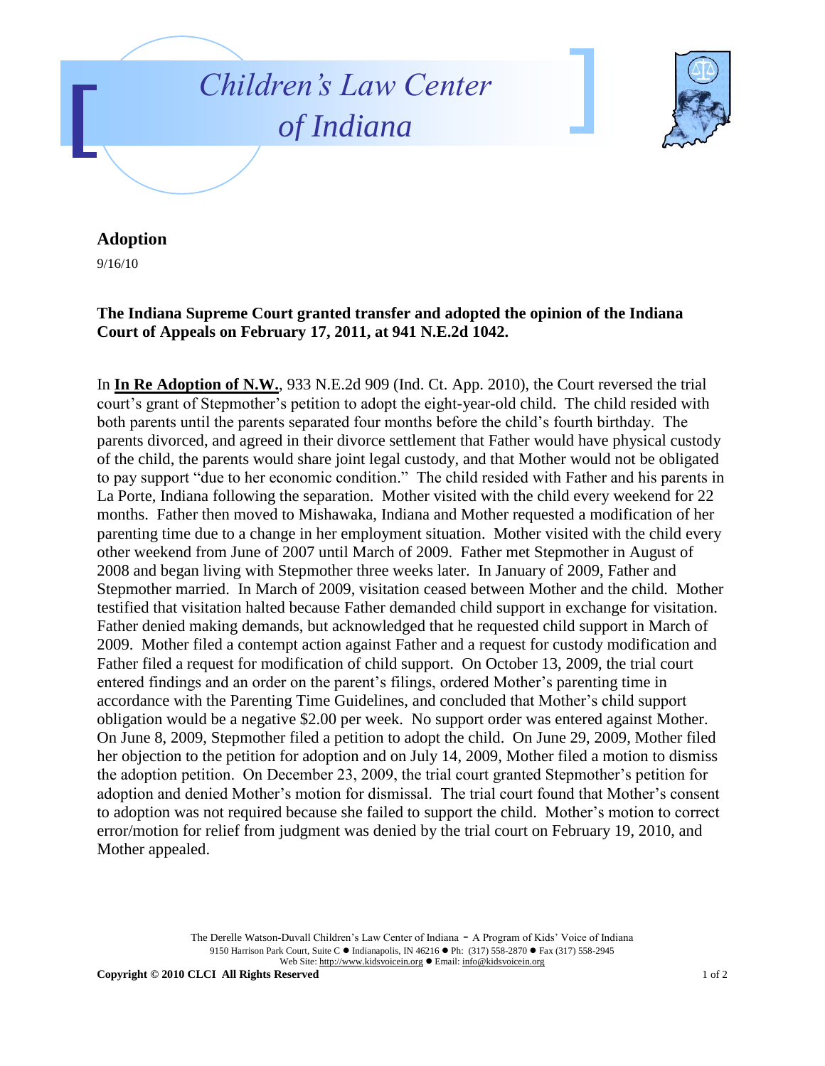# Children's Law Center of Indiana

## Adoption

9/16/10

**The Indiana Supreme Court granted transfer and adopted the opinion of the Indiana Court of Appeals on February 17, 2011, at 941 N.E.2d 1042.**

In **In Re Adoption of N.W.**, 933 N.E.2d 909 (Ind. Ct. App. 2010), the Court reversed the trial court's grant of Stepmother's petition to adopt the eight-year-old child. The child resided with both parents until the parents separated four months before the child's fourth birthday. The parents divorced, and agreed in their divorce settlement that Father would have physical custody of the child, the parents would share joint legal custody, and that Mother would not be obligated to pay support "due to her economic condition." The child resided with Father and his parents in La Porte, Indiana following the separation. Mother visited with the child every weekend for 22 months. Father then moved to Mishawaka, Indiana and Mother requested a modification of her parenting time due to a change in her employment situation. Mother visited with the child every other weekend from June of 2007 until March of 2009. Father met Stepmother in August of 2008 and began living with Stepmother three weeks later. In January of 2009, Father and Stepmother married. In March of 2009, visitation ceased between Mother and the child. Mother testified that visitation halted because Father demanded child support in exchange for visitation. Father denied making demands, but acknowledged that he requested child support in March of 2009. Mother filed a contempt action against Father and a request for custody modification and Father filed a request for modification of child support. On October 13, 2009, the trial court entered findings and an order on the parent's filings, ordered Mother's parenting time in accordance with the Parenting Time Guidelines, and concluded that Mother's child support obligation would be a negative $2.00 per week. No support order was entered against Mother. On June 8, 2009, Stepmother filed a petition to adopt the child. On June 29, 2009, Mother filed her objection to the petition for adoption and on July 14, 2009, Mother filed a motion to dismiss the adoption petition. On December 23, 2009, the trial court granted Stepmother's petition for adoption and denied Mother's motion for dismissal. The trial court found that Mother's consent to adoption was not required because she failed to support the child. Mother's motion to correct error/motion for relief from judgment was denied by the trial court on February 19, 2010, and Mother appealed.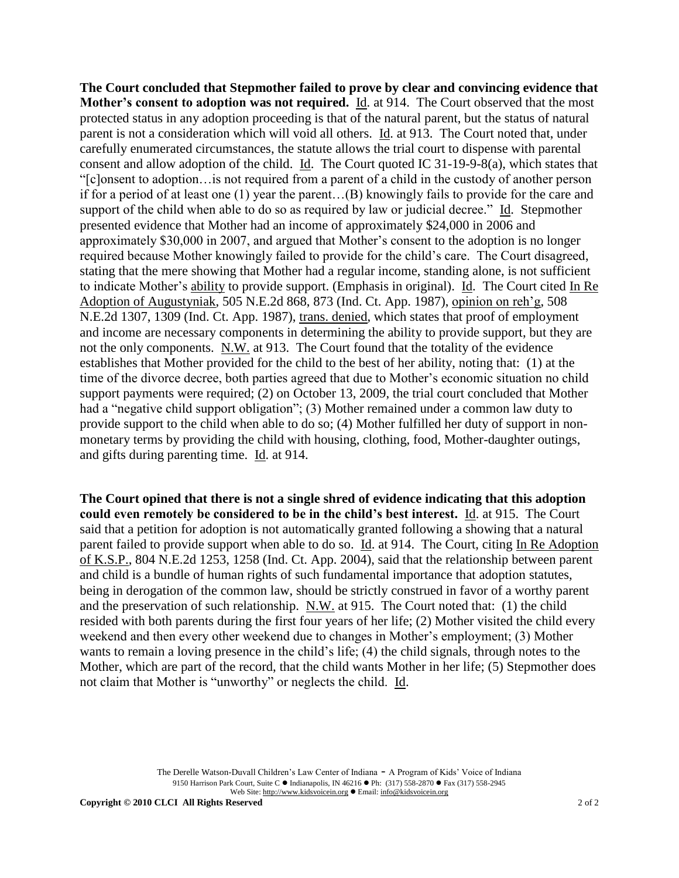**The Court concluded that Stepmother failed to prove by clear and convincing evidence that Mother's consent to adoption was not required.** Id. at 914. The Court observed that the most protected status in any adoption proceeding is that of the natural parent, but the status of natural parent is not a consideration which will void all others. Id. at 913. The Court noted that, under carefully enumerated circumstances, the statute allows the trial court to dispense with parental consent and allow adoption of the child. Id. The Court quoted IC 31-19-9-8(a), which states that "[c]onsent to adoption…is not required from a parent of a child in the custody of another person if for a period of at least one (1) year the parent…(B) knowingly fails to provide for the care and support of the child when able to do so as required by law or judicial decree." Id. Stepmother presented evidence that Mother had an income of approximately $24,000 in 2006 and approximately $30,000 in 2007, and argued that Mother's consent to the adoption is no longer required because Mother knowingly failed to provide for the child's care. The Court disagreed, stating that the mere showing that Mother had a regular income, standing alone, is not sufficient to indicate Mother's ability to provide support. (Emphasis in original). Id. The Court cited In Re Adoption of Augustyniak, 505 N.E.2d 868, 873 (Ind. Ct. App. 1987), opinion on reh'g, 508 N.E.2d 1307, 1309 (Ind. Ct. App. 1987), trans. denied, which states that proof of employment and income are necessary components in determining the ability to provide support, but they are not the only components. N.W. at 913. The Court found that the totality of the evidence establishes that Mother provided for the child to the best of her ability, noting that: (1) at the time of the divorce decree, both parties agreed that due to Mother's economic situation no child support payments were required; (2) on October 13, 2009, the trial court concluded that Mother had a "negative child support obligation"; (3) Mother remained under a common law duty to provide support to the child when able to do so; (4) Mother fulfilled her duty of support in non-monetary terms by providing the child with housing, clothing, food, Mother-daughter outings, and gifts during parenting time. Id. at 914.

**The Court opined that there is not a single shred of evidence indicating that this adoption could even remotely be considered to be in the child's best interest.** Id. at 915. The Court said that a petition for adoption is not automatically granted following a showing that a natural parent failed to provide support when able to do so. Id. at 914. The Court, citing In Re Adoption of K.S.P., 804 N.E.2d 1253, 1258 (Ind. Ct. App. 2004), said that the relationship between parent and child is a bundle of human rights of such fundamental importance that adoption statutes, being in derogation of the common law, should be strictly construed in favor of a worthy parent and the preservation of such relationship. N.W. at 915. The Court noted that: (1) the child resided with both parents during the first four years of her life; (2) Mother visited the child every weekend and then every other weekend due to changes in Mother's employment; (3) Mother wants to remain a loving presence in the child's life; (4) the child signals, through notes to the Mother, which are part of the record, that the child wants Mother in her life; (5) Stepmother does not claim that Mother is "unworthy" or neglects the child. Id.